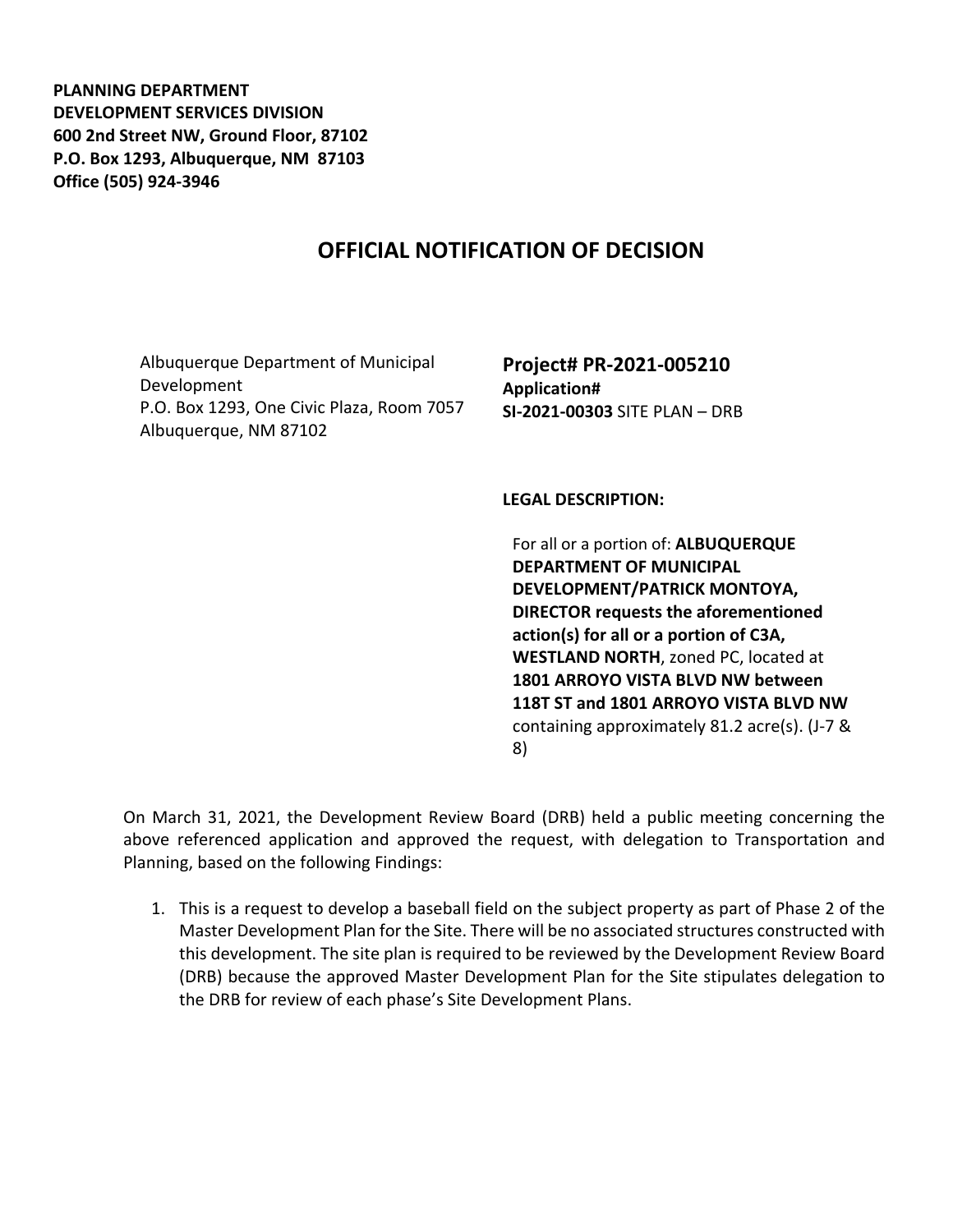**PLANNING DEPARTMENT**
**DEVELOPMENT SERVICES DIVISION**
**600 2nd Street NW, Ground Floor, 87102**
**P.O. Box 1293, Albuquerque, NM 87103**
**Office (505) 924-3946**

# OFFICIAL NOTIFICATION OF DECISION

Albuquerque Department of Municipal Development
P.O. Box 1293, One Civic Plaza, Room 7057
Albuquerque, NM 87102

**Project# PR-2021-005210**
**Application#**
**SI-2021-00303** SITE PLAN – DRB

**LEGAL DESCRIPTION:**

For all or a portion of: **ALBUQUERQUE DEPARTMENT OF MUNICIPAL DEVELOPMENT/PATRICK MONTOYA, DIRECTOR requests the aforementioned action(s) for all or a portion of C3A, WESTLAND NORTH**, zoned PC, located at **1801 ARROYO VISTA BLVD NW between 118T ST and 1801 ARROYO VISTA BLVD NW** containing approximately 81.2 acre(s). (J-7 & 8)

On March 31, 2021, the Development Review Board (DRB) held a public meeting concerning the above referenced application and approved the request, with delegation to Transportation and Planning, based on the following Findings:

1. This is a request to develop a baseball field on the subject property as part of Phase 2 of the Master Development Plan for the Site. There will be no associated structures constructed with this development. The site plan is required to be reviewed by the Development Review Board (DRB) because the approved Master Development Plan for the Site stipulates delegation to the DRB for review of each phase's Site Development Plans.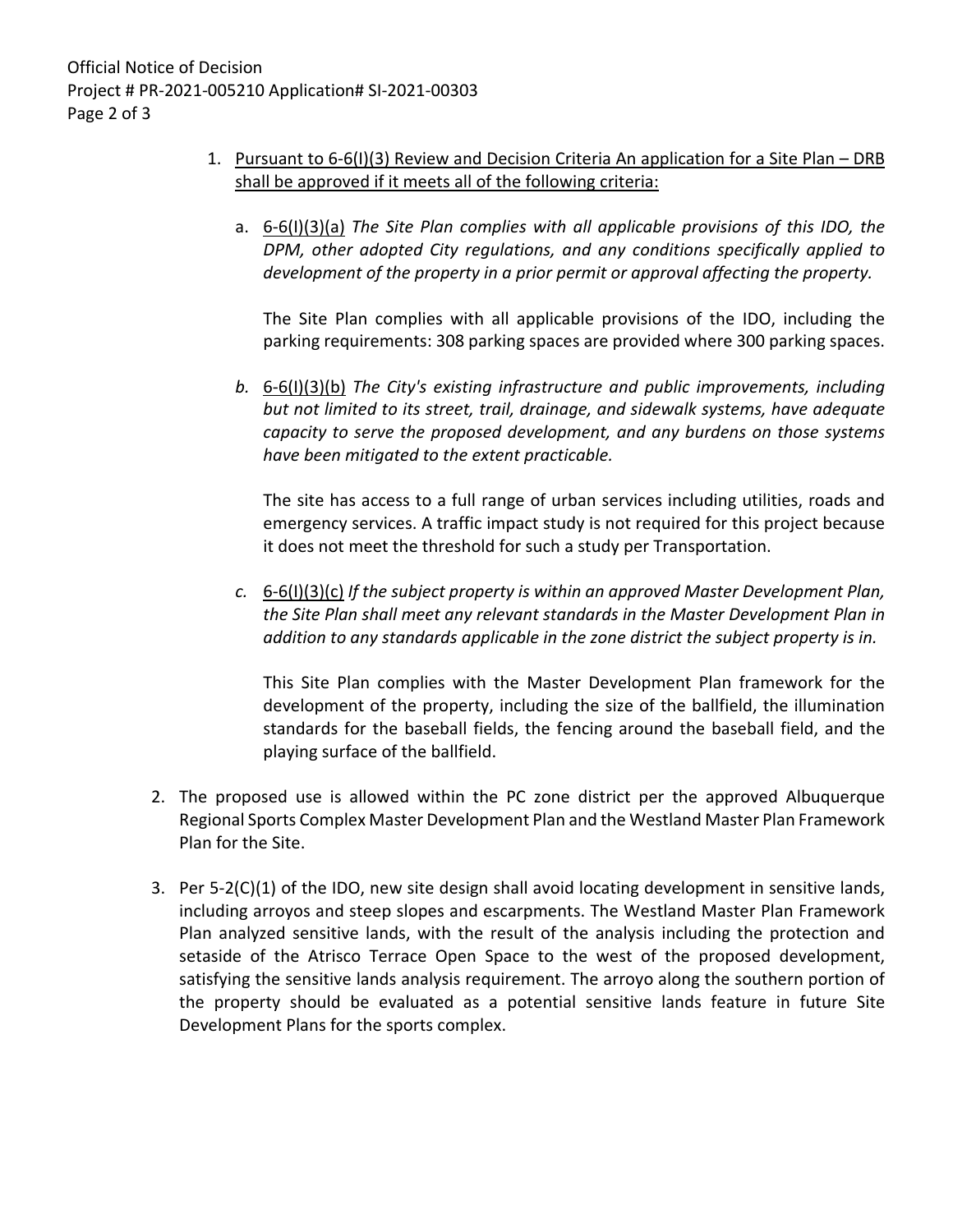1. <u>Pursuant to 6-6(I)(3) Review and Decision Criteria An application for a Site Plan – DRB shall be approved if it meets all of the following criteria:</u>

   a. <u>6-6(I)(3)(a)</u> *The Site Plan complies with all applicable provisions of this IDO, the DPM, other adopted City regulations, and any conditions specifically applied to development of the property in a prior permit or approval affecting the property.*

      The Site Plan complies with all applicable provisions of the IDO, including the parking requirements: 308 parking spaces are provided where 300 parking spaces.

   *b.* <u>6-6(I)(3)(b)</u> *The City's existing infrastructure and public improvements, including but not limited to its street, trail, drainage, and sidewalk systems, have adequate capacity to serve the proposed development, and any burdens on those systems have been mitigated to the extent practicable.*

      The site has access to a full range of urban services including utilities, roads and emergency services. A traffic impact study is not required for this project because it does not meet the threshold for such a study per Transportation.

   *c.* <u>6-6(I)(3)(c)</u> *If the subject property is within an approved Master Development Plan, the Site Plan shall meet any relevant standards in the Master Development Plan in addition to any standards applicable in the zone district the subject property is in.*

      This Site Plan complies with the Master Development Plan framework for the development of the property, including the size of the ballfield, the illumination standards for the baseball fields, the fencing around the baseball field, and the playing surface of the ballfield.

2. The proposed use is allowed within the PC zone district per the approved Albuquerque Regional Sports Complex Master Development Plan and the Westland Master Plan Framework Plan for the Site.

3. Per 5-2(C)(1) of the IDO, new site design shall avoid locating development in sensitive lands, including arroyos and steep slopes and escarpments. The Westland Master Plan Framework Plan analyzed sensitive lands, with the result of the analysis including the protection and setaside of the Atrisco Terrace Open Space to the west of the proposed development, satisfying the sensitive lands analysis requirement. The arroyo along the southern portion of the property should be evaluated as a potential sensitive lands feature in future Site Development Plans for the sports complex.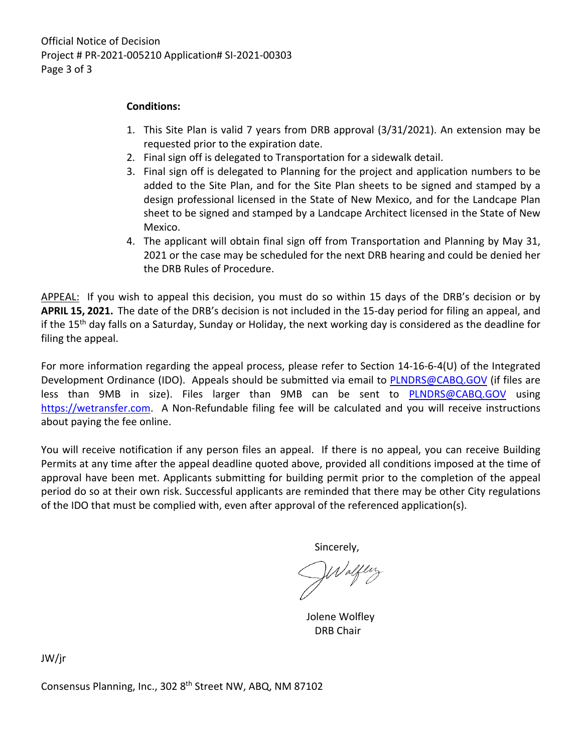**Conditions:**

1. This Site Plan is valid 7 years from DRB approval (3/31/2021). An extension may be requested prior to the expiration date.
2. Final sign off is delegated to Transportation for a sidewalk detail.
3. Final sign off is delegated to Planning for the project and application numbers to be added to the Site Plan, and for the Site Plan sheets to be signed and stamped by a design professional licensed in the State of New Mexico, and for the Landcape Plan sheet to be signed and stamped by a Landcape Architect licensed in the State of New Mexico.
4. The applicant will obtain final sign off from Transportation and Planning by May 31, 2021 or the case may be scheduled for the next DRB hearing and could be denied her the DRB Rules of Procedure.

APPEAL: If you wish to appeal this decision, you must do so within 15 days of the DRB's decision or by **APRIL 15, 2021.** The date of the DRB's decision is not included in the 15-day period for filing an appeal, and if the 15th day falls on a Saturday, Sunday or Holiday, the next working day is considered as the deadline for filing the appeal.

For more information regarding the appeal process, please refer to Section 14-16-6-4(U) of the Integrated Development Ordinance (IDO). Appeals should be submitted via email to PLNDRS@CABQ.GOV (if files are less than 9MB in size). Files larger than 9MB can be sent to PLNDRS@CABQ.GOV using https://wetransfer.com. A Non-Refundable filing fee will be calculated and you will receive instructions about paying the fee online.

You will receive notification if any person files an appeal. If there is no appeal, you can receive Building Permits at any time after the appeal deadline quoted above, provided all conditions imposed at the time of approval have been met. Applicants submitting for building permit prior to the completion of the appeal period do so at their own risk. Successful applicants are reminded that there may be other City regulations of the IDO that must be complied with, even after approval of the referenced application(s).

Sincerely,

Jolene Wolfley
DRB Chair

JW/jr

Consensus Planning, Inc., 302 8th Street NW, ABQ, NM 87102